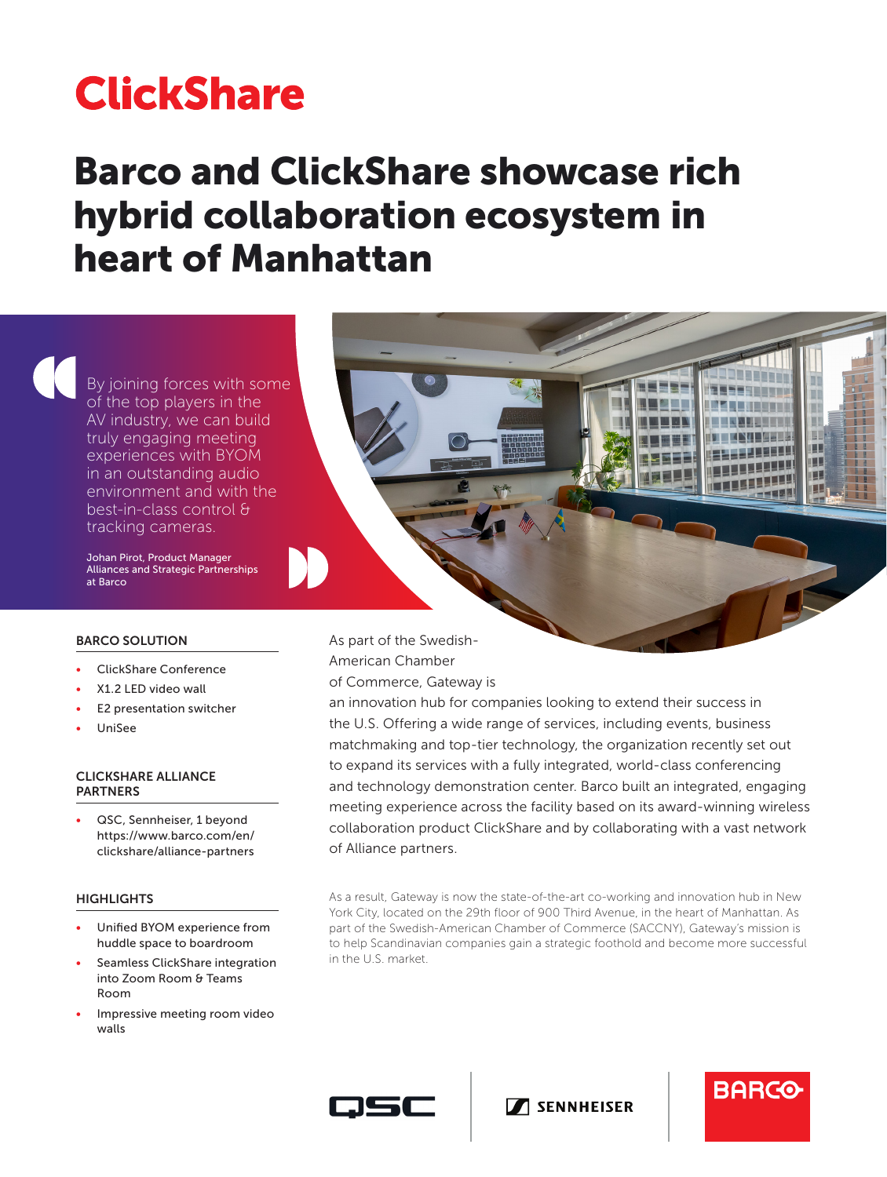# ClickShare

# Barco and ClickShare showcase rich hybrid collaboration ecosystem in heart of Manhattan

> By joining forces with some of the top players in the AV industry, we can build truly engaging meeting experiences with BYOM in an outstanding audio environment and with the best-in-class control & tracking cameras.
>
> Johan Pirot, Product Manager Alliances and Strategic Partnerships at Barco

### BARCO SOLUTION

- ClickShare Conference
- X1.2 LED video wall
- E2 presentation switcher
- UniSee

### CLICKSHARE ALLIANCE PARTNERS

- QSC, Sennheiser, 1 beyond https://www.barco.com/en/clickshare/alliance-partners

### HIGHLIGHTS

- Unified BYOM experience from huddle space to boardroom
- Seamless ClickShare integration into Zoom Room & Teams Room
- Impressive meeting room video walls

As part of the Swedish-American Chamber of Commerce, Gateway is an innovation hub for companies looking to extend their success in the U.S. Offering a wide range of services, including events, business matchmaking and top-tier technology, the organization recently set out to expand its services with a fully integrated, world-class conferencing and technology demonstration center. Barco built an integrated, engaging meeting experience across the facility based on its award-winning wireless collaboration product ClickShare and by collaborating with a vast network of Alliance partners.

As a result, Gateway is now the state-of-the-art co-working and innovation hub in New York City, located on the 29th floor of 900 Third Avenue, in the heart of Manhattan. As part of the Swedish-American Chamber of Commerce (SACCNY), Gateway's mission is to help Scandinavian companies gain a strategic foothold and become more successful in the U.S. market.

QSC | SENNHEISER | BARCO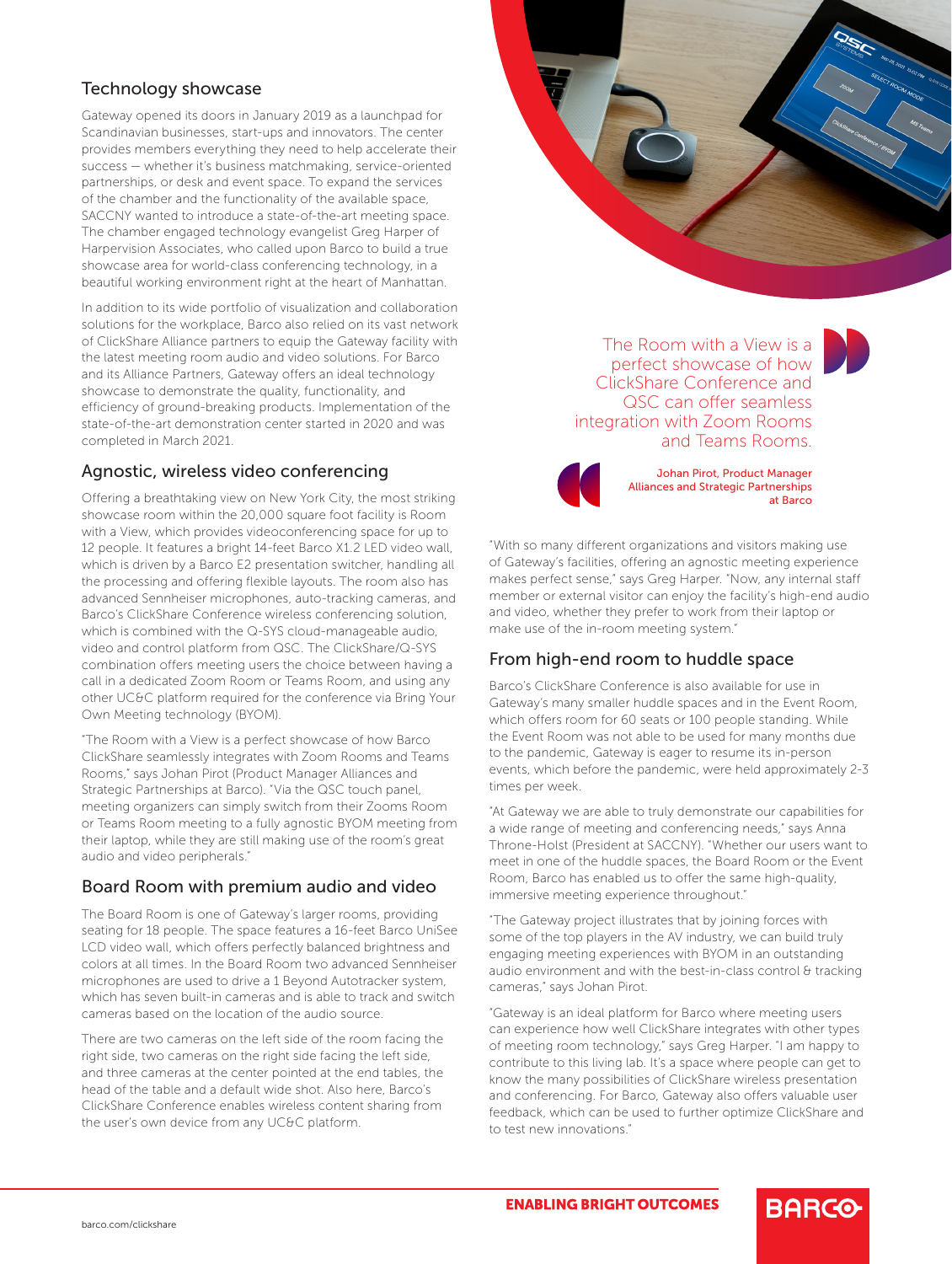## Technology showcase

Gateway opened its doors in January 2019 as a launchpad for Scandinavian businesses, start-ups and innovators. The center provides members everything they need to help accelerate their success — whether it's business matchmaking, service-oriented partnerships, or desk and event space. To expand the services of the chamber and the functionality of the available space, SACCNY wanted to introduce a state-of-the-art meeting space. The chamber engaged technology evangelist Greg Harper of Harpervision Associates, who called upon Barco to build a true showcase area for world-class conferencing technology, in a beautiful working environment right at the heart of Manhattan.

In addition to its wide portfolio of visualization and collaboration solutions for the workplace, Barco also relied on its vast network of ClickShare Alliance partners to equip the Gateway facility with the latest meeting room audio and video solutions. For Barco and its Alliance Partners, Gateway offers an ideal technology showcase to demonstrate the quality, functionality, and efficiency of ground-breaking products. Implementation of the state-of-the-art demonstration center started in 2020 and was completed in March 2021.

## Agnostic, wireless video conferencing

Offering a breathtaking view on New York City, the most striking showcase room within the 20,000 square foot facility is Room with a View, which provides videoconferencing space for up to 12 people. It features a bright 14-feet Barco X1.2 LED video wall, which is driven by a Barco E2 presentation switcher, handling all the processing and offering flexible layouts. The room also has advanced Sennheiser microphones, auto-tracking cameras, and Barco's ClickShare Conference wireless conferencing solution, which is combined with the Q-SYS cloud-manageable audio, video and control platform from QSC. The ClickShare/Q-SYS combination offers meeting users the choice between having a call in a dedicated Zoom Room or Teams Room, and using any other UC&C platform required for the conference via Bring Your Own Meeting technology (BYOM).

"The Room with a View is a perfect showcase of how Barco ClickShare seamlessly integrates with Zoom Rooms and Teams Rooms," says Johan Pirot (Product Manager Alliances and Strategic Partnerships at Barco). "Via the QSC touch panel, meeting organizers can simply switch from their Zooms Room or Teams Room meeting to a fully agnostic BYOM meeting from their laptop, while they are still making use of the room's great audio and video peripherals."

## Board Room with premium audio and video

The Board Room is one of Gateway's larger rooms, providing seating for 18 people. The space features a 16-feet Barco UniSee LCD video wall, which offers perfectly balanced brightness and colors at all times. In the Board Room two advanced Sennheiser microphones are used to drive a 1 Beyond Autotracker system, which has seven built-in cameras and is able to track and switch cameras based on the location of the audio source.

There are two cameras on the left side of the room facing the right side, two cameras on the right side facing the left side, and three cameras at the center pointed at the end tables, the head of the table and a default wide shot. Also here, Barco's ClickShare Conference enables wireless content sharing from the user's own device from any UC&C platform.

> The Room with a View is a perfect showcase of how ClickShare Conference and QSC can offer seamless integration with Zoom Rooms and Teams Rooms.
>
> Johan Pirot, Product Manager Alliances and Strategic Partnerships at Barco

"With so many different organizations and visitors making use of Gateway's facilities, offering an agnostic meeting experience makes perfect sense," says Greg Harper. "Now, any internal staff member or external visitor can enjoy the facility's high-end audio and video, whether they prefer to work from their laptop or make use of the in-room meeting system."

## From high-end room to huddle space

Barco's ClickShare Conference is also available for use in Gateway's many smaller huddle spaces and in the Event Room, which offers room for 60 seats or 100 people standing. While the Event Room was not able to be used for many months due to the pandemic, Gateway is eager to resume its in-person events, which before the pandemic, were held approximately 2-3 times per week.

"At Gateway we are able to truly demonstrate our capabilities for a wide range of meeting and conferencing needs," says Anna Throne-Holst (President at SACCNY). "Whether our users want to meet in one of the huddle spaces, the Board Room or the Event Room, Barco has enabled us to offer the same high-quality, immersive meeting experience throughout."

"The Gateway project illustrates that by joining forces with some of the top players in the AV industry, we can build truly engaging meeting experiences with BYOM in an outstanding audio environment and with the best-in-class control & tracking cameras," says Johan Pirot.

"Gateway is an ideal platform for Barco where meeting users can experience how well ClickShare integrates with other types of meeting room technology," says Greg Harper. "I am happy to contribute to this living lab. It's a space where people can get to know the many possibilities of ClickShare wireless presentation and conferencing. For Barco, Gateway also offers valuable user feedback, which can be used to further optimize ClickShare and to test new innovations."

barco.com/clickshare

**ENABLING BRIGHT OUTCOMES**

BARCO